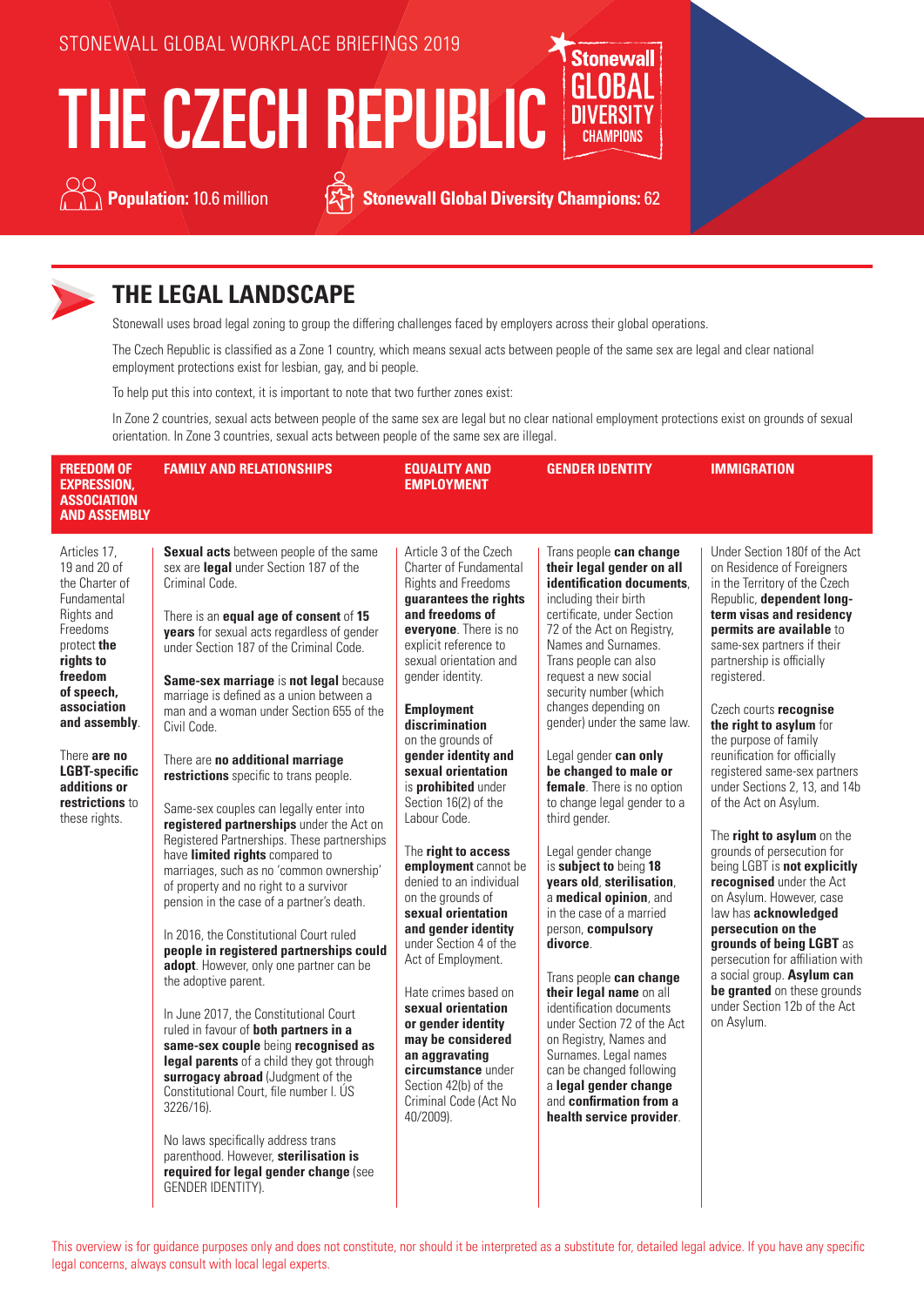STONEWALL GLOBAL WORKPLACE BRIEFINGS 2019

# THE CZECH REPUBLIC

**Population:** 10.6 million

**Stonewall Global Diversity Champions:** 62

## THE LEGAL LANDSCAPE

Stonewall uses broad legal zoning to group the differing challenges faced by employers across their global operations.

The Czech Republic is classified as a Zone 1 country, which means sexual acts between people of the same sex are legal and clear national employment protections exist for lesbian, gay, and bi people.

To help put this into context, it is important to note that two further zones exist:

In Zone 2 countries, sexual acts between people of the same sex are legal but no clear national employment protections exist on grounds of sexual orientation. In Zone 3 countries, sexual acts between people of the same sex are illegal.

| FREEDOM OF EXPRESSION, ASSOCIATION AND ASSEMBLY | FAMILY AND RELATIONSHIPS | EQUALITY AND EMPLOYMENT | GENDER IDENTITY | IMMIGRATION |
|---|---|---|---|---|
| Articles 17, 19 and 20 of the Charter of Fundamental Rights and Freedoms protect **the rights to freedom of speech, association and assembly**.<br><br>There **are no LGBT-specific additions or restrictions** to these rights. | **Sexual acts** between people of the same sex are **legal** under Section 187 of the Criminal Code.<br><br>There is an **equal age of consent** of **15 years** for sexual acts regardless of gender under Section 187 of the Criminal Code.<br><br>**Same-sex marriage** is **not legal** because marriage is defined as a union between a man and a woman under Section 655 of the Civil Code.<br><br>There are **no additional marriage restrictions** specific to trans people.<br><br>Same-sex couples can legally enter into **registered partnerships** under the Act on Registered Partnerships. These partnerships have **limited rights** compared to marriages, such as no 'common ownership' of property and no right to a survivor pension in the case of a partner's death.<br><br>In 2016, the Constitutional Court ruled **people in registered partnerships could adopt**. However, only one partner can be the adoptive parent.<br><br>In June 2017, the Constitutional Court ruled in favour of **both partners in a same-sex couple** being **recognised as legal parents** of a child they got through **surrogacy abroad** (Judgment of the Constitutional Court, file number I. ÚS 3226/16).<br><br>No laws specifically address trans parenthood. However, **sterilisation is required for legal gender change** (see GENDER IDENTITY). | Article 3 of the Czech Charter of Fundamental Rights and Freedoms **guarantees the rights and freedoms of everyone**. There is no explicit reference to sexual orientation and gender identity.<br><br>**Employment discrimination** on the grounds of **gender identity and sexual orientation** is **prohibited** under Section 16(2) of the Labour Code.<br><br>The **right to access employment** cannot be denied to an individual on the grounds of **sexual orientation and gender identity** under Section 4 of the Act of Employment.<br><br>Hate crimes based on **sexual orientation or gender identity may be considered an aggravating circumstance** under Section 42(b) of the Criminal Code (Act No 40/2009). | Trans people **can change their legal gender on all identification documents**, including their birth certificate, under Section 72 of the Act on Registry, Names and Surnames. Trans people can also request a new social security number (which changes depending on gender) under the same law.<br><br>Legal gender **can only be changed to male or female**. There is no option to change legal gender to a third gender.<br><br>Legal gender change is **subject to** being **18 years old**, **sterilisation**, a **medical opinion**, and in the case of a married person, **compulsory divorce**.<br><br>Trans people **can change their legal name** on all identification documents under Section 72 of the Act on Registry, Names and Surnames. Legal names can be changed following a **legal gender change** and **confirmation from a health service provider**. | Under Section 180f of the Act on Residence of Foreigners in the Territory of the Czech Republic, **dependent long-term visas and residency permits are available** to same-sex partners if their partnership is officially registered.<br><br>Czech courts **recognise the right to asylum** for the purpose of family reunification for officially registered same-sex partners under Sections 2, 13, and 14b of the Act on Asylum.<br><br>The **right to asylum** on the grounds of persecution for being LGBT is **not explicitly recognised** under the Act on Asylum. However, case law has **acknowledged persecution on the grounds of being LGBT** as persecution for affiliation with a social group. **Asylum can be granted** on these grounds under Section 12b of the Act on Asylum. |

This overview is for guidance purposes only and does not constitute, nor should it be interpreted as a substitute for, detailed legal advice. If you have any specific legal concerns, always consult with local legal experts.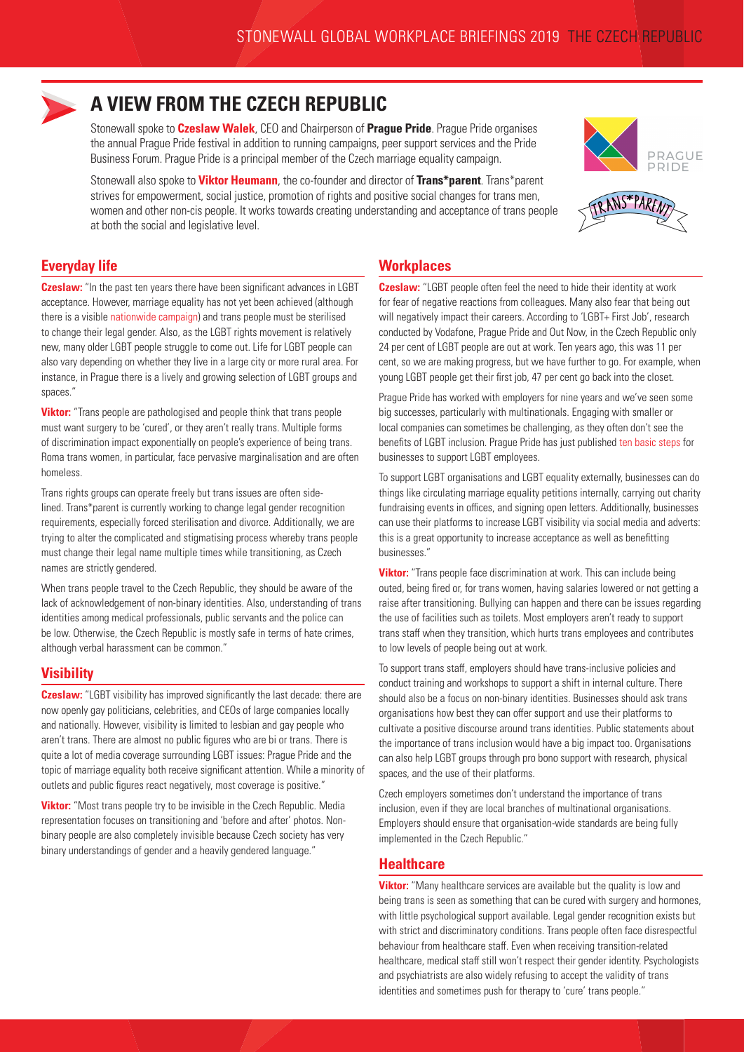# A VIEW FROM THE CZECH REPUBLIC

Stonewall spoke to **Czeslaw Walek**, CEO and Chairperson of **Prague Pride**. Prague Pride organises the annual Prague Pride festival in addition to running campaigns, peer support services and the Pride Business Forum. Prague Pride is a principal member of the Czech marriage equality campaign.

Stonewall also spoke to **Viktor Heumann**, the co-founder and director of **Trans*parent**. Trans*parent strives for empowerment, social justice, promotion of rights and positive social changes for trans men, women and other non-cis people. It works towards creating understanding and acceptance of trans people at both the social and legislative level.

## Everyday life

**Czeslaw:** "In the past ten years there have been significant advances in LGBT acceptance. However, marriage equality has not yet been achieved (although there is a visible nationwide campaign) and trans people must be sterilised to change their legal gender. Also, as the LGBT rights movement is relatively new, many older LGBT people struggle to come out. Life for LGBT people can also vary depending on whether they live in a large city or more rural area. For instance, in Prague there is a lively and growing selection of LGBT groups and spaces."

**Viktor:** "Trans people are pathologised and people think that trans people must want surgery to be 'cured', or they aren't really trans. Multiple forms of discrimination impact exponentially on people's experience of being trans. Roma trans women, in particular, face pervasive marginalisation and are often homeless.

Trans rights groups can operate freely but trans issues are often side-lined. Trans*parent is currently working to change legal gender recognition requirements, especially forced sterilisation and divorce. Additionally, we are trying to alter the complicated and stigmatising process whereby trans people must change their legal name multiple times while transitioning, as Czech names are strictly gendered.

When trans people travel to the Czech Republic, they should be aware of the lack of acknowledgement of non-binary identities. Also, understanding of trans identities among medical professionals, public servants and the police can be low. Otherwise, the Czech Republic is mostly safe in terms of hate crimes, although verbal harassment can be common."

## Visibility

**Czeslaw:** "LGBT visibility has improved significantly the last decade: there are now openly gay politicians, celebrities, and CEOs of large companies locally and nationally. However, visibility is limited to lesbian and gay people who aren't trans. There are almost no public figures who are bi or trans. There is quite a lot of media coverage surrounding LGBT issues: Prague Pride and the topic of marriage equality both receive significant attention. While a minority of outlets and public figures react negatively, most coverage is positive."

**Viktor:** "Most trans people try to be invisible in the Czech Republic. Media representation focuses on transitioning and 'before and after' photos. Non-binary people are also completely invisible because Czech society has very binary understandings of gender and a heavily gendered language."

## Workplaces

**Czeslaw:** "LGBT people often feel the need to hide their identity at work for fear of negative reactions from colleagues. Many also fear that being out will negatively impact their careers. According to 'LGBT+ First Job', research conducted by Vodafone, Prague Pride and Out Now, in the Czech Republic only 24 per cent of LGBT people are out at work. Ten years ago, this was 11 per cent, so we are making progress, but we have further to go. For example, when young LGBT people get their first job, 47 per cent go back into the closet.

Prague Pride has worked with employers for nine years and we've seen some big successes, particularly with multinationals. Engaging with smaller or local companies can sometimes be challenging, as they often don't see the benefits of LGBT inclusion. Prague Pride has just published ten basic steps for businesses to support LGBT employees.

To support LGBT organisations and LGBT equality externally, businesses can do things like circulating marriage equality petitions internally, carrying out charity fundraising events in offices, and signing open letters. Additionally, businesses can use their platforms to increase LGBT visibility via social media and adverts: this is a great opportunity to increase acceptance as well as benefitting businesses."

**Viktor:** "Trans people face discrimination at work. This can include being outed, being fired or, for trans women, having salaries lowered or not getting a raise after transitioning. Bullying can happen and there can be issues regarding the use of facilities such as toilets. Most employers aren't ready to support trans staff when they transition, which hurts trans employees and contributes to low levels of people being out at work.

To support trans staff, employers should have trans-inclusive policies and conduct training and workshops to support a shift in internal culture. There should also be a focus on non-binary identities. Businesses should ask trans organisations how best they can offer support and use their platforms to cultivate a positive discourse around trans identities. Public statements about the importance of trans inclusion would have a big impact too. Organisations can also help LGBT groups through pro bono support with research, physical spaces, and the use of their platforms.

Czech employers sometimes don't understand the importance of trans inclusion, even if they are local branches of multinational organisations. Employers should ensure that organisation-wide standards are being fully implemented in the Czech Republic."

## Healthcare

**Viktor:** "Many healthcare services are available but the quality is low and being trans is seen as something that can be cured with surgery and hormones, with little psychological support available. Legal gender recognition exists but with strict and discriminatory conditions. Trans people often face disrespectful behaviour from healthcare staff. Even when receiving transition-related healthcare, medical staff still won't respect their gender identity. Psychologists and psychiatrists are also widely refusing to accept the validity of trans identities and sometimes push for therapy to 'cure' trans people."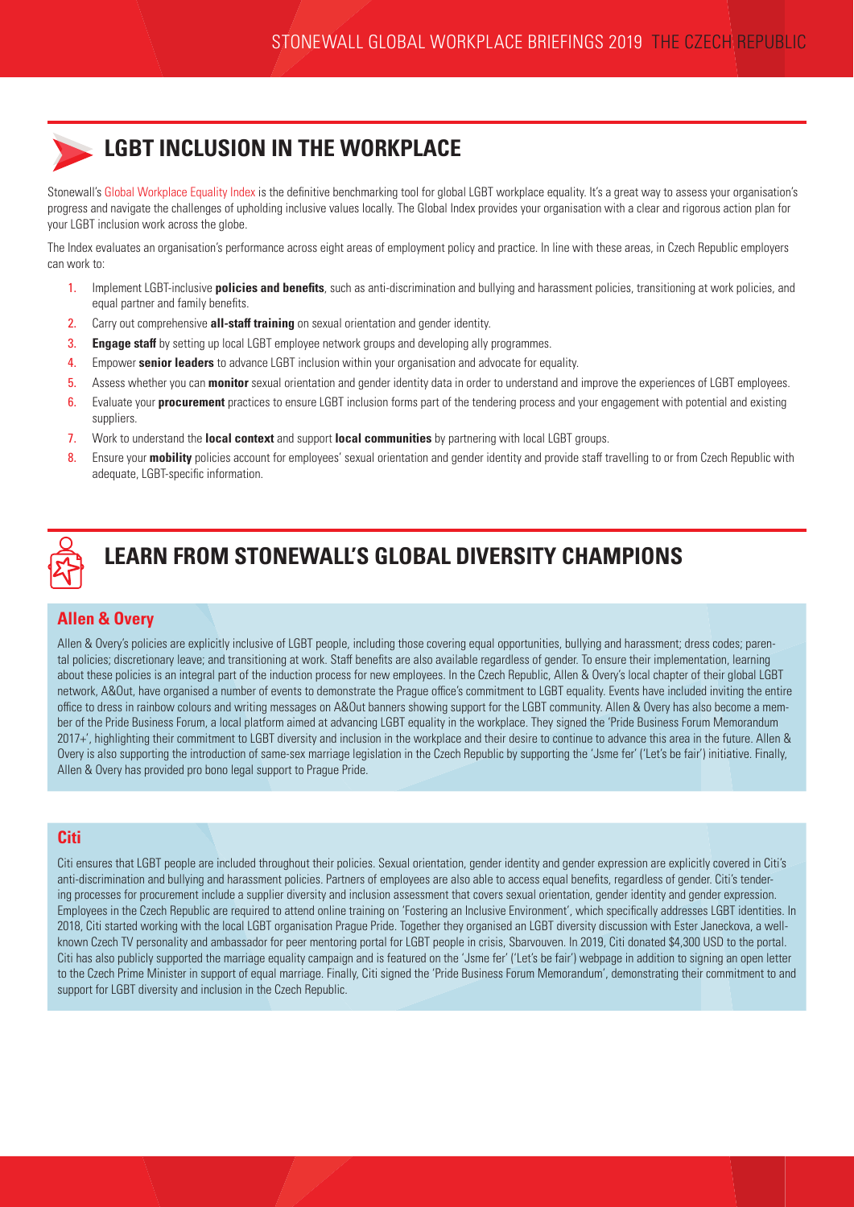## LGBT INCLUSION IN THE WORKPLACE

Stonewall's Global Workplace Equality Index is the definitive benchmarking tool for global LGBT workplace equality. It's a great way to assess your organisation's progress and navigate the challenges of upholding inclusive values locally. The Global Index provides your organisation with a clear and rigorous action plan for your LGBT inclusion work across the globe.

The Index evaluates an organisation's performance across eight areas of employment policy and practice. In line with these areas, in Czech Republic employers can work to:

1. Implement LGBT-inclusive **policies and benefits**, such as anti-discrimination and bullying and harassment policies, transitioning at work policies, and equal partner and family benefits.
2. Carry out comprehensive **all-staff training** on sexual orientation and gender identity.
3. **Engage staff** by setting up local LGBT employee network groups and developing ally programmes.
4. Empower **senior leaders** to advance LGBT inclusion within your organisation and advocate for equality.
5. Assess whether you can **monitor** sexual orientation and gender identity data in order to understand and improve the experiences of LGBT employees.
6. Evaluate your **procurement** practices to ensure LGBT inclusion forms part of the tendering process and your engagement with potential and existing suppliers.
7. Work to understand the **local context** and support **local communities** by partnering with local LGBT groups.
8. Ensure your **mobility** policies account for employees' sexual orientation and gender identity and provide staff travelling to or from Czech Republic with adequate, LGBT-specific information.

## LEARN FROM STONEWALL'S GLOBAL DIVERSITY CHAMPIONS

### Allen & Overy

Allen & Overy's policies are explicitly inclusive of LGBT people, including those covering equal opportunities, bullying and harassment; dress codes; parental policies; discretionary leave; and transitioning at work. Staff benefits are also available regardless of gender. To ensure their implementation, learning about these policies is an integral part of the induction process for new employees. In the Czech Republic, Allen & Overy's local chapter of their global LGBT network, A&Out, have organised a number of events to demonstrate the Prague office's commitment to LGBT equality. Events have included inviting the entire office to dress in rainbow colours and writing messages on A&Out banners showing support for the LGBT community. Allen & Overy has also become a member of the Pride Business Forum, a local platform aimed at advancing LGBT equality in the workplace. They signed the 'Pride Business Forum Memorandum 2017+', highlighting their commitment to LGBT diversity and inclusion in the workplace and their desire to continue to advance this area in the future. Allen & Overy is also supporting the introduction of same-sex marriage legislation in the Czech Republic by supporting the 'Jsme fer' ('Let's be fair') initiative. Finally, Allen & Overy has provided pro bono legal support to Prague Pride.

### Citi

Citi ensures that LGBT people are included throughout their policies. Sexual orientation, gender identity and gender expression are explicitly covered in Citi's anti-discrimination and bullying and harassment policies. Partners of employees are also able to access equal benefits, regardless of gender. Citi's tendering processes for procurement include a supplier diversity and inclusion assessment that covers sexual orientation, gender identity and gender expression. Employees in the Czech Republic are required to attend online training on 'Fostering an Inclusive Environment', which specifically addresses LGBT identities. In 2018, Citi started working with the local LGBT organisation Prague Pride. Together they organised an LGBT diversity discussion with Ester Janeckova, a well-known Czech TV personality and ambassador for peer mentoring portal for LGBT people in crisis, Sbarvouven. In 2019, Citi donated $4,300 USD to the portal. Citi has also publicly supported the marriage equality campaign and is featured on the 'Jsme fer' ('Let's be fair') webpage in addition to signing an open letter to the Czech Prime Minister in support of equal marriage. Finally, Citi signed the 'Pride Business Forum Memorandum', demonstrating their commitment to and support for LGBT diversity and inclusion in the Czech Republic.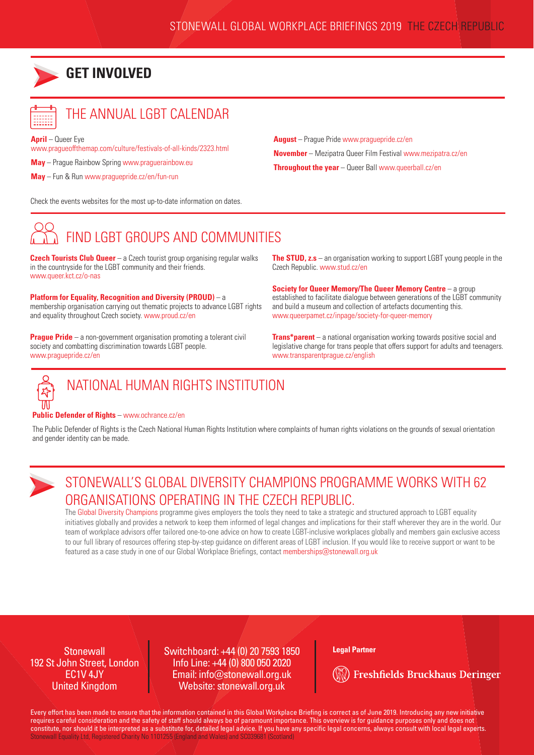# GET INVOLVED

## THE ANNUAL LGBT CALENDAR

**April** – Queer Eye www.pragueoffthemap.com/culture/festivals-of-all-kinds/2323.html

**May** – Prague Rainbow Spring www.praguerainbow.eu

**May** – Fun & Run www.praguepride.cz/en/fun-run

**August** – Prague Pride www.praguepride.cz/en

**November** – Mezipatra Queer Film Festival www.mezipatra.cz/en

**Throughout the year** – Queer Ball www.queerball.cz/en

Check the events websites for the most up-to-date information on dates.

## FIND LGBT GROUPS AND COMMUNITIES

**Czech Tourists Club Queer** – a Czech tourist group organising regular walks in the countryside for the LGBT community and their friends. www.queer.kct.cz/o-nas

**Platform for Equality, Recognition and Diversity (PROUD)** – a membership organisation carrying out thematic projects to advance LGBT rights and equality throughout Czech society. www.proud.cz/en

**Prague Pride** – a non-government organisation promoting a tolerant civil society and combatting discrimination towards LGBT people. www.praguepride.cz/en

**The STUD, z.s** – an organisation working to support LGBT young people in the Czech Republic. www.stud.cz/en

**Society for Queer Memory/The Queer Memory Centre** – a group established to facilitate dialogue between generations of the LGBT community and build a museum and collection of artefacts documenting this. www.queerpamet.cz/inpage/society-for-queer-memory

**Trans*parent** – a national organisation working towards positive social and legislative change for trans people that offers support for adults and teenagers. www.transparentprague.cz/english

## NATIONAL HUMAN RIGHTS INSTITUTION

**Public Defender of Rights** – www.ochrance.cz/en

The Public Defender of Rights is the Czech National Human Rights Institution where complaints of human rights violations on the grounds of sexual orientation and gender identity can be made.

## STONEWALL'S GLOBAL DIVERSITY CHAMPIONS PROGRAMME WORKS WITH 62 ORGANISATIONS OPERATING IN THE CZECH REPUBLIC.

The Global Diversity Champions programme gives employers the tools they need to take a strategic and structured approach to LGBT equality initiatives globally and provides a network to keep them informed of legal changes and implications for their staff wherever they are in the world. Our team of workplace advisors offer tailored one-to-one advice on how to create LGBT-inclusive workplaces globally and members gain exclusive access to our full library of resources offering step-by-step guidance on different areas of LGBT inclusion. If you would like to receive support or want to be featured as a case study in one of our Global Workplace Briefings, contact memberships@stonewall.org.uk

Stonewall
192 St John Street, London
EC1V 4JY
United Kingdom

Switchboard: +44 (0) 20 7593 1850
Info Line: +44 (0) 800 050 2020
Email: info@stonewall.org.uk
Website: stonewall.org.uk

**Legal Partner**

Freshfields Bruckhaus Deringer

Every effort has been made to ensure that the information contained in this Global Workplace Briefing is correct as of June 2019. Introducing any new initiative requires careful consideration and the safety of staff should always be of paramount importance. This overview is for guidance purposes only and does not constitute, nor should it be interpreted as a substitute for, detailed legal advice. If you have any specific legal concerns, always consult with local legal experts. Stonewall Equality Ltd, Registered Charity No 1101255 (England and Wales) and SC039681 (Scotland)